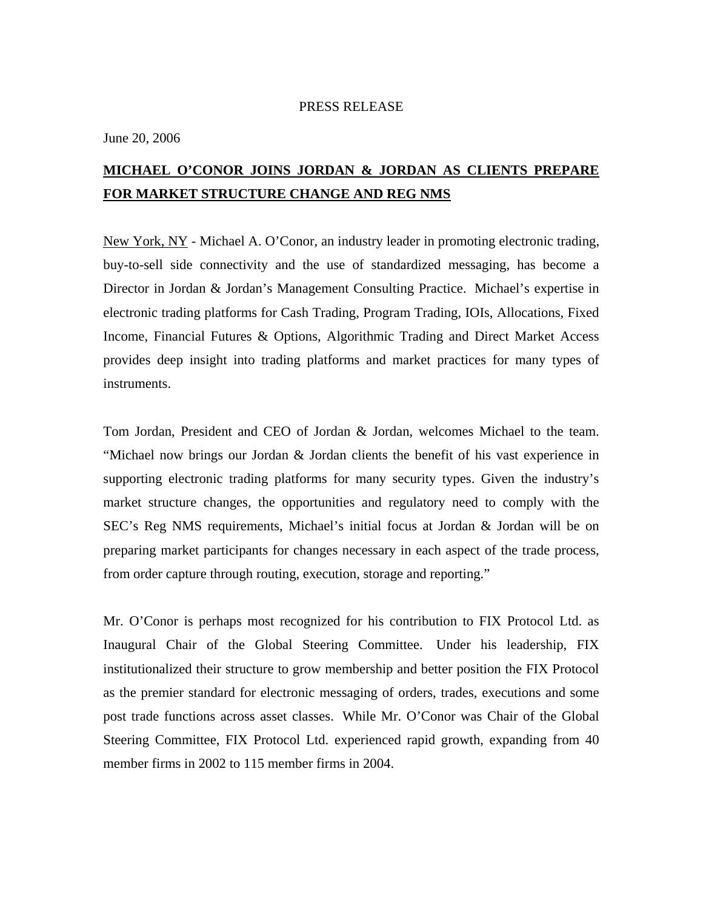PRESS RELEASE

June 20, 2006

# MICHAEL O'CONOR JOINS JORDAN & JORDAN AS CLIENTS PREPARE FOR MARKET STRUCTURE CHANGE AND REG NMS

New York, NY - Michael A. O'Conor, an industry leader in promoting electronic trading, buy-to-sell side connectivity and the use of standardized messaging, has become a Director in Jordan & Jordan's Management Consulting Practice. Michael's expertise in electronic trading platforms for Cash Trading, Program Trading, IOIs, Allocations, Fixed Income, Financial Futures & Options, Algorithmic Trading and Direct Market Access provides deep insight into trading platforms and market practices for many types of instruments.

Tom Jordan, President and CEO of Jordan & Jordan, welcomes Michael to the team. "Michael now brings our Jordan & Jordan clients the benefit of his vast experience in supporting electronic trading platforms for many security types. Given the industry's market structure changes, the opportunities and regulatory need to comply with the SEC's Reg NMS requirements, Michael's initial focus at Jordan & Jordan will be on preparing market participants for changes necessary in each aspect of the trade process, from order capture through routing, execution, storage and reporting."

Mr. O'Conor is perhaps most recognized for his contribution to FIX Protocol Ltd. as Inaugural Chair of the Global Steering Committee. Under his leadership, FIX institutionalized their structure to grow membership and better position the FIX Protocol as the premier standard for electronic messaging of orders, trades, executions and some post trade functions across asset classes. While Mr. O'Conor was Chair of the Global Steering Committee, FIX Protocol Ltd. experienced rapid growth, expanding from 40 member firms in 2002 to 115 member firms in 2004.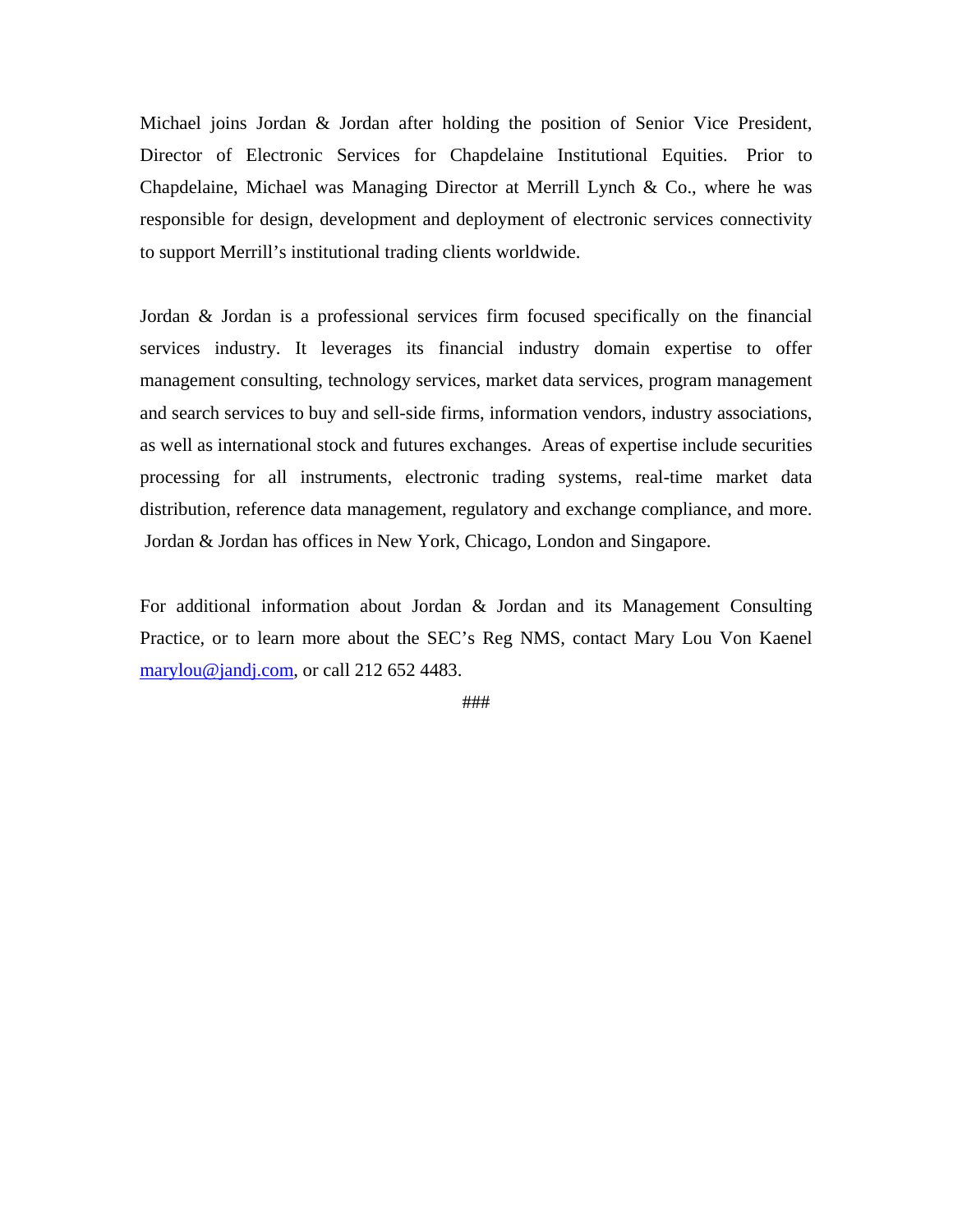Michael joins Jordan & Jordan after holding the position of Senior Vice President, Director of Electronic Services for Chapdelaine Institutional Equities. Prior to Chapdelaine, Michael was Managing Director at Merrill Lynch & Co., where he was responsible for design, development and deployment of electronic services connectivity to support Merrill's institutional trading clients worldwide.

Jordan & Jordan is a professional services firm focused specifically on the financial services industry. It leverages its financial industry domain expertise to offer management consulting, technology services, market data services, program management and search services to buy and sell-side firms, information vendors, industry associations, as well as international stock and futures exchanges. Areas of expertise include securities processing for all instruments, electronic trading systems, real-time market data distribution, reference data management, regulatory and exchange compliance, and more. Jordan & Jordan has offices in New York, Chicago, London and Singapore.

For additional information about Jordan & Jordan and its Management Consulting Practice, or to learn more about the SEC's Reg NMS, contact Mary Lou Von Kaenel marylou@jandj.com, or call 212 652 4483.

###